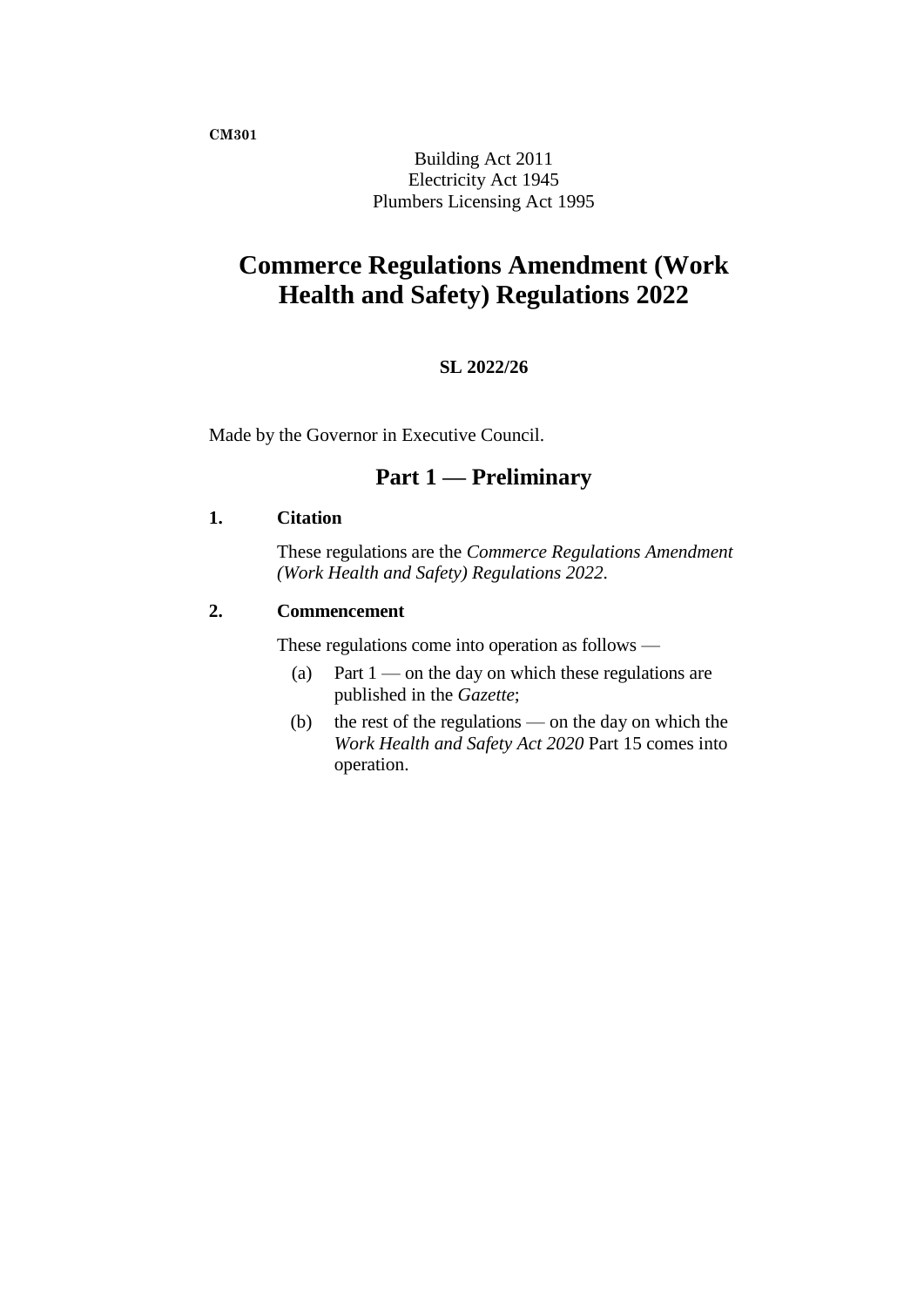**CM301**

Building Act 2011
Electricity Act 1945
Plumbers Licensing Act 1995

# Commerce Regulations Amendment (Work Health and Safety) Regulations 2022

**SL 2022/26**

Made by the Governor in Executive Council.

## Part 1 — Preliminary

### 1. Citation

These regulations are the *Commerce Regulations Amendment (Work Health and Safety) Regulations 2022*.

### 2. Commencement

These regulations come into operation as follows —

(a) Part 1 — on the day on which these regulations are published in the *Gazette*;

(b) the rest of the regulations — on the day on which the *Work Health and Safety Act 2020* Part 15 comes into operation.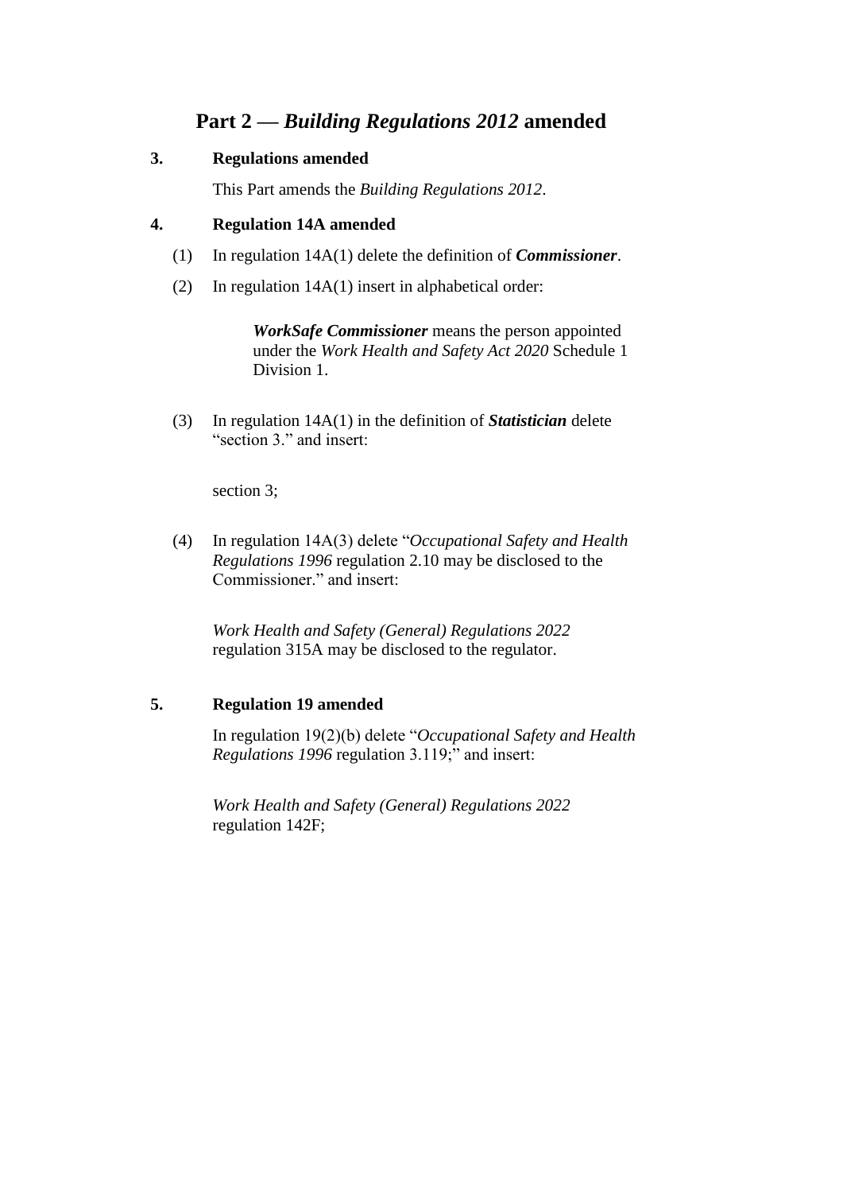## Part 2 — *Building Regulations 2012* amended

### 3. Regulations amended

This Part amends the *Building Regulations 2012*.

### 4. Regulation 14A amended

(1) In regulation 14A(1) delete the definition of ***Commissioner***.

(2) In regulation 14A(1) insert in alphabetical order:

> ***WorkSafe Commissioner*** means the person appointed under the *Work Health and Safety Act 2020* Schedule 1 Division 1.

(3) In regulation 14A(1) in the definition of ***Statistician*** delete "section 3." and insert:

> section 3;

(4) In regulation 14A(3) delete "*Occupational Safety and Health Regulations 1996* regulation 2.10 may be disclosed to the Commissioner." and insert:

> *Work Health and Safety (General) Regulations 2022* regulation 315A may be disclosed to the regulator.

### 5. Regulation 19 amended

In regulation 19(2)(b) delete "*Occupational Safety and Health Regulations 1996* regulation 3.119;" and insert:

> *Work Health and Safety (General) Regulations 2022* regulation 142F;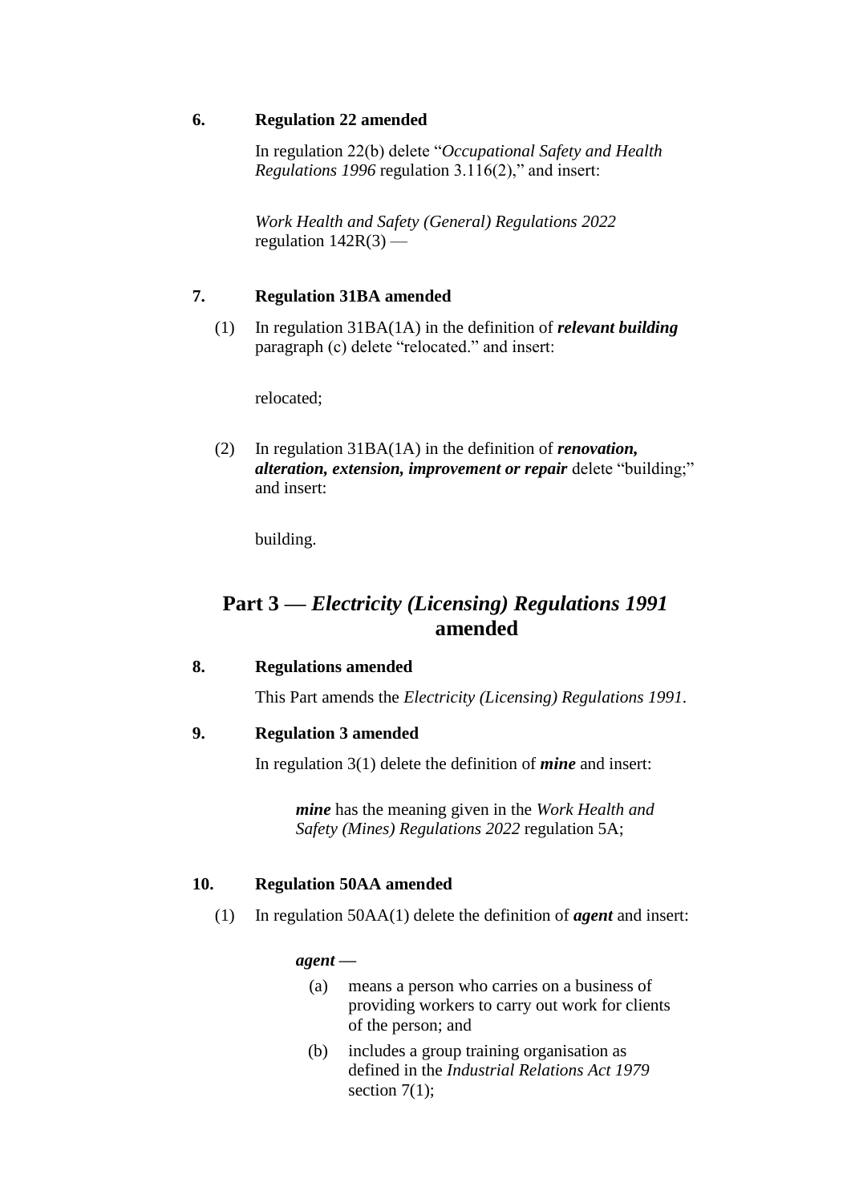### 6. Regulation 22 amended

In regulation 22(b) delete "*Occupational Safety and Health Regulations 1996* regulation 3.116(2)," and insert:

> *Work Health and Safety (General) Regulations 2022* regulation 142R(3) —

### 7. Regulation 31BA amended

(1) In regulation 31BA(1A) in the definition of ***relevant building*** paragraph (c) delete "relocated." and insert:

> relocated;

(2) In regulation 31BA(1A) in the definition of ***renovation, alteration, extension, improvement or repair*** delete "building;" and insert:

> building.

## Part 3 — *Electricity (Licensing) Regulations 1991* amended

### 8. Regulations amended

This Part amends the *Electricity (Licensing) Regulations 1991*.

### 9. Regulation 3 amended

In regulation 3(1) delete the definition of ***mine*** and insert:

> ***mine*** has the meaning given in the *Work Health and Safety (Mines) Regulations 2022* regulation 5A;

### 10. Regulation 50AA amended

(1) In regulation 50AA(1) delete the definition of ***agent*** and insert:

> ***agent*** —
>
> (a) means a person who carries on a business of providing workers to carry out work for clients of the person; and
>
> (b) includes a group training organisation as defined in the *Industrial Relations Act 1979* section 7(1);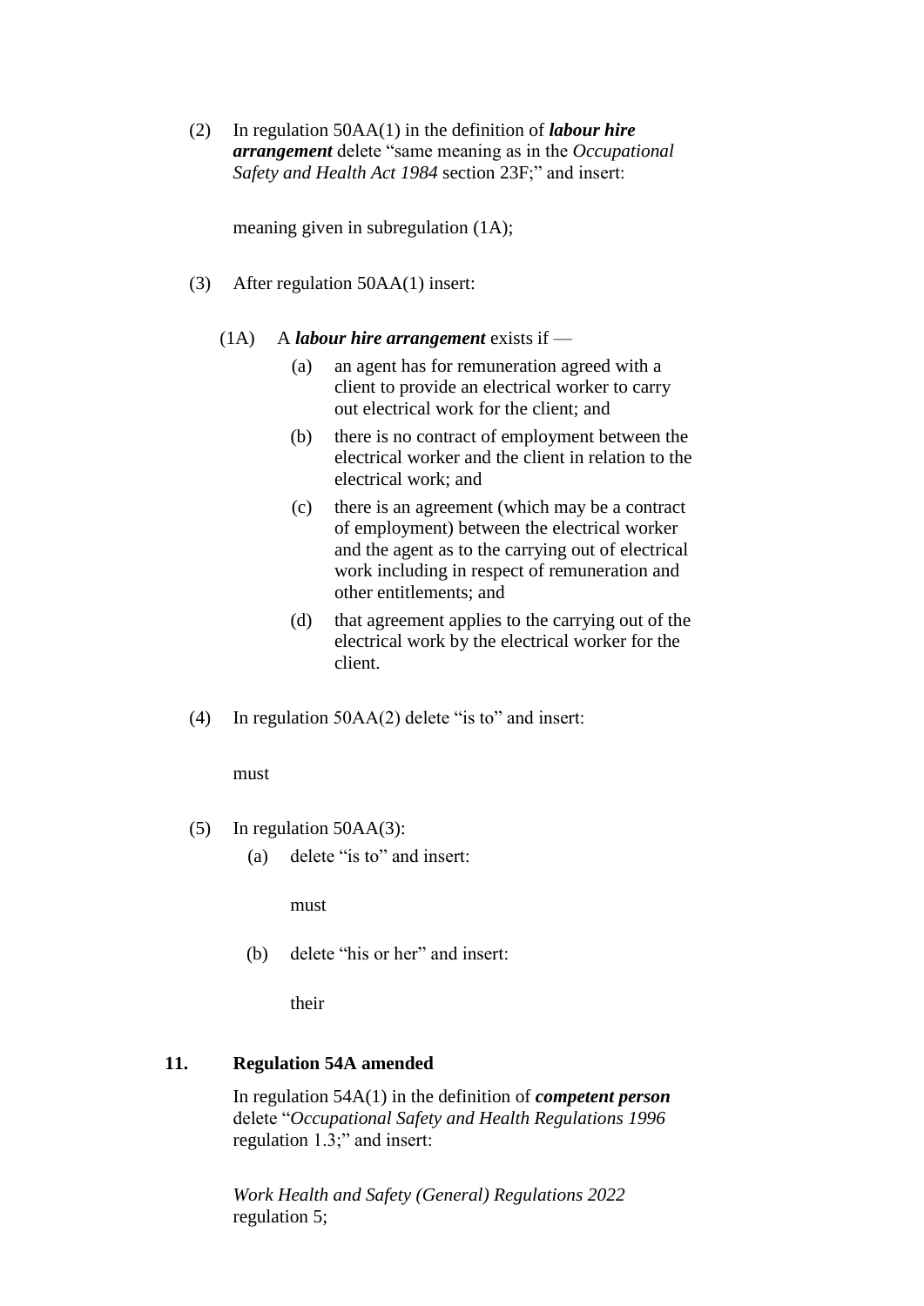(2) In regulation 50AA(1) in the definition of ***labour hire arrangement*** delete "same meaning as in the *Occupational Safety and Health Act 1984* section 23F;" and insert:

meaning given in subregulation (1A);

(3) After regulation 50AA(1) insert:

(1A) A ***labour hire arrangement*** exists if —

(a) an agent has for remuneration agreed with a client to provide an electrical worker to carry out electrical work for the client; and

(b) there is no contract of employment between the electrical worker and the client in relation to the electrical work; and

(c) there is an agreement (which may be a contract of employment) between the electrical worker and the agent as to the carrying out of electrical work including in respect of remuneration and other entitlements; and

(d) that agreement applies to the carrying out of the electrical work by the electrical worker for the client.

(4) In regulation 50AA(2) delete "is to" and insert:

must

(5) In regulation 50AA(3):

(a) delete "is to" and insert:

must

(b) delete "his or her" and insert:

their

## 11. Regulation 54A amended

In regulation 54A(1) in the definition of ***competent person*** delete "*Occupational Safety and Health Regulations 1996* regulation 1.3;" and insert:

*Work Health and Safety (General) Regulations 2022* regulation 5;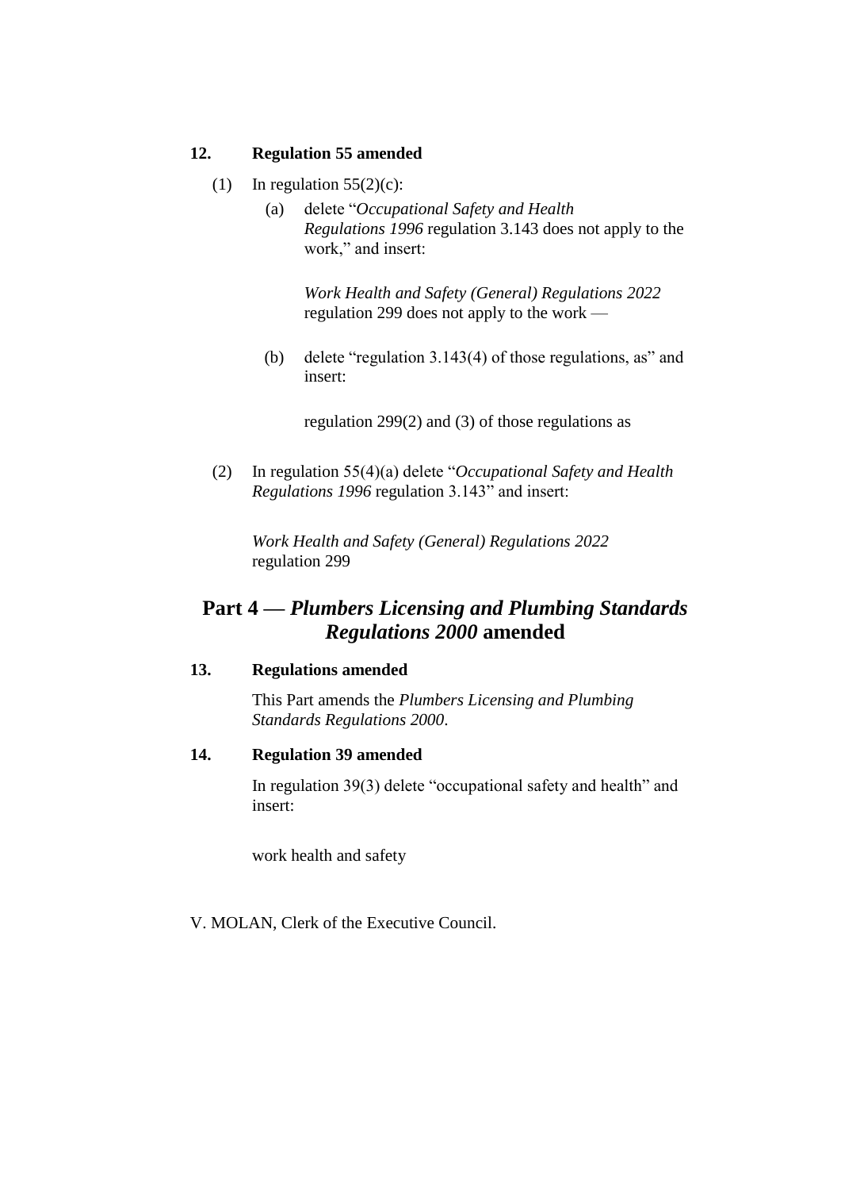### 12. Regulation 55 amended

(1) In regulation 55(2)(c):

(a) delete "*Occupational Safety and Health Regulations 1996* regulation 3.143 does not apply to the work," and insert:

> *Work Health and Safety (General) Regulations 2022* regulation 299 does not apply to the work —

(b) delete "regulation 3.143(4) of those regulations, as" and insert:

> regulation 299(2) and (3) of those regulations as

(2) In regulation 55(4)(a) delete "*Occupational Safety and Health Regulations 1996* regulation 3.143" and insert:

> *Work Health and Safety (General) Regulations 2022* regulation 299

## Part 4 — *Plumbers Licensing and Plumbing Standards Regulations 2000* amended

### 13. Regulations amended

This Part amends the *Plumbers Licensing and Plumbing Standards Regulations 2000*.

### 14. Regulation 39 amended

In regulation 39(3) delete "occupational safety and health" and insert:

> work health and safety

V. MOLAN, Clerk of the Executive Council.